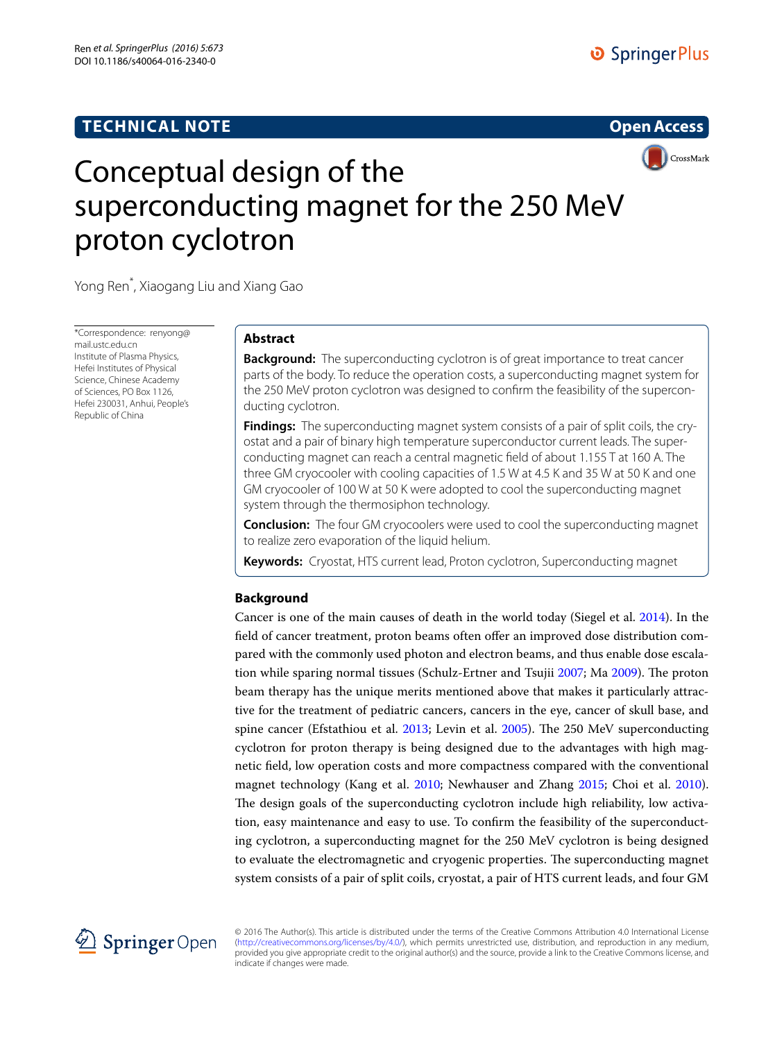TECHNICAL NOTE

Open Access

# Conceptual design of the superconducting magnet for the 250 MeV proton cyclotron

Yong Ren*, Xiaogang Liu and Xiang Gao

*Correspondence: renyong@mail.ustc.edu.cn
Institute of Plasma Physics, Hefei Institutes of Physical Science, Chinese Academy of Sciences, PO Box 1126, Hefei 230031, Anhui, People's Republic of China

## Abstract

**Background:** The superconducting cyclotron is of great importance to treat cancer parts of the body. To reduce the operation costs, a superconducting magnet system for the 250 MeV proton cyclotron was designed to confirm the feasibility of the superconducting cyclotron.

**Findings:** The superconducting magnet system consists of a pair of split coils, the cryostat and a pair of binary high temperature superconductor current leads. The superconducting magnet can reach a central magnetic field of about 1.155 T at 160 A. The three GM cryocooler with cooling capacities of 1.5 W at 4.5 K and 35 W at 50 K and one GM cryocooler of 100 W at 50 K were adopted to cool the superconducting magnet system through the thermosiphon technology.

**Conclusion:** The four GM cryocoolers were used to cool the superconducting magnet to realize zero evaporation of the liquid helium.

**Keywords:** Cryostat, HTS current lead, Proton cyclotron, Superconducting magnet

## Background

Cancer is one of the main causes of death in the world today (Siegel et al. 2014). In the field of cancer treatment, proton beams often offer an improved dose distribution compared with the commonly used photon and electron beams, and thus enable dose escalation while sparing normal tissues (Schulz-Ertner and Tsujii 2007; Ma 2009). The proton beam therapy has the unique merits mentioned above that makes it particularly attractive for the treatment of pediatric cancers, cancers in the eye, cancer of skull base, and spine cancer (Efstathiou et al. 2013; Levin et al. 2005). The 250 MeV superconducting cyclotron for proton therapy is being designed due to the advantages with high magnetic field, low operation costs and more compactness compared with the conventional magnet technology (Kang et al. 2010; Newhauser and Zhang 2015; Choi et al. 2010). The design goals of the superconducting cyclotron include high reliability, low activation, easy maintenance and easy to use. To confirm the feasibility of the superconducting cyclotron, a superconducting magnet for the 250 MeV cyclotron is being designed to evaluate the electromagnetic and cryogenic properties. The superconducting magnet system consists of a pair of split coils, cryostat, a pair of HTS current leads, and four GM

© 2016 The Author(s). This article is distributed under the terms of the Creative Commons Attribution 4.0 International License (http://creativecommons.org/licenses/by/4.0/), which permits unrestricted use, distribution, and reproduction in any medium, provided you give appropriate credit to the original author(s) and the source, provide a link to the Creative Commons license, and indicate if changes were made.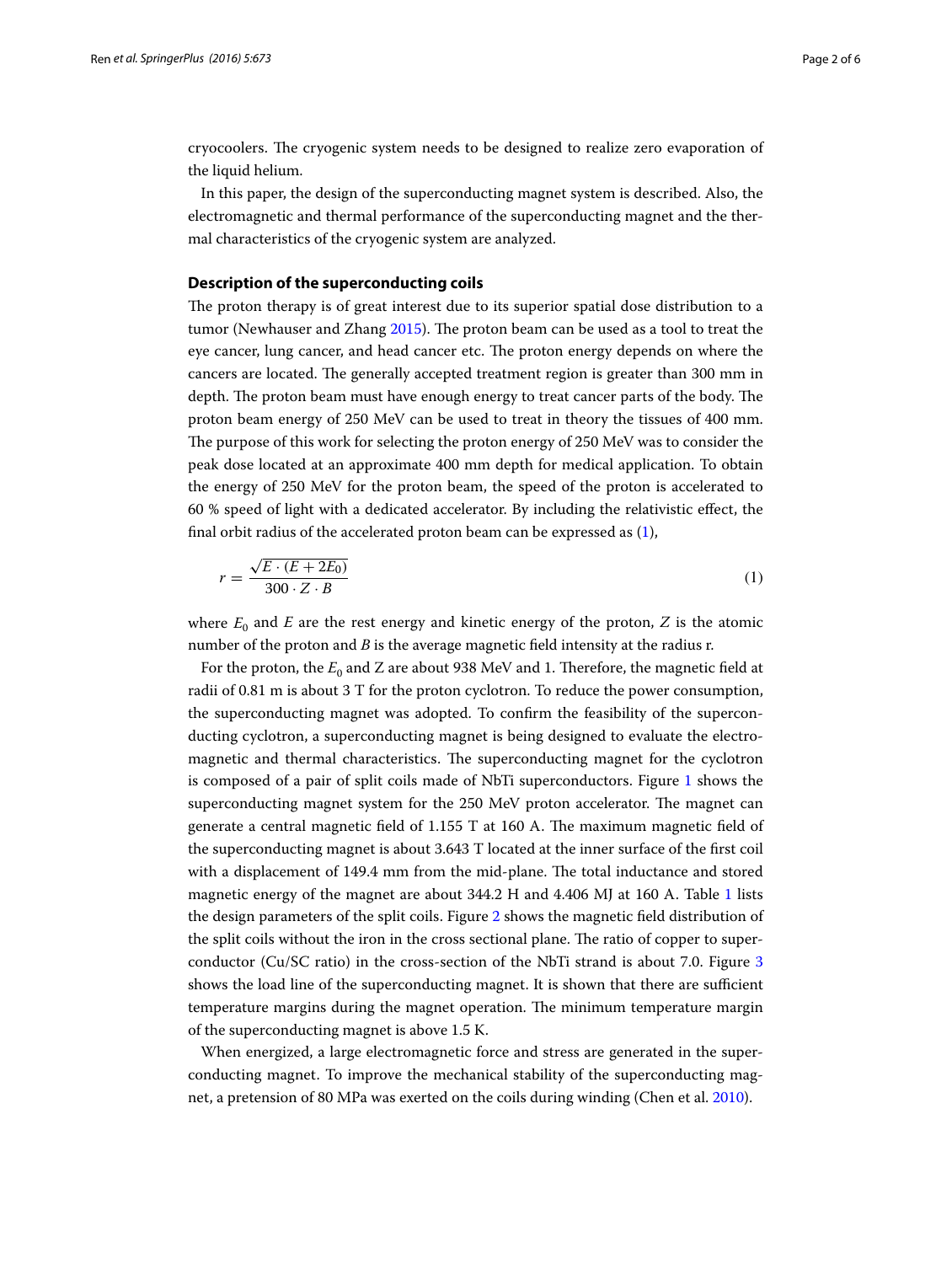cryocoolers. The cryogenic system needs to be designed to realize zero evaporation of the liquid helium.

In this paper, the design of the superconducting magnet system is described. Also, the electromagnetic and thermal performance of the superconducting magnet and the thermal characteristics of the cryogenic system are analyzed.

### Description of the superconducting coils

The proton therapy is of great interest due to its superior spatial dose distribution to a tumor (Newhauser and Zhang 2015). The proton beam can be used as a tool to treat the eye cancer, lung cancer, and head cancer etc. The proton energy depends on where the cancers are located. The generally accepted treatment region is greater than 300 mm in depth. The proton beam must have enough energy to treat cancer parts of the body. The proton beam energy of 250 MeV can be used to treat in theory the tissues of 400 mm. The purpose of this work for selecting the proton energy of 250 MeV was to consider the peak dose located at an approximate 400 mm depth for medical application. To obtain the energy of 250 MeV for the proton beam, the speed of the proton is accelerated to 60 % speed of light with a dedicated accelerator. By including the relativistic effect, the final orbit radius of the accelerated proton beam can be expressed as (1),

$$r = \frac{\sqrt{E \cdot (E + 2E_0)}}{300 \cdot Z \cdot B} \tag{1}$$

where $E_0$ and $E$ are the rest energy and kinetic energy of the proton, $Z$ is the atomic number of the proton and $B$ is the average magnetic field intensity at the radius r.

For the proton, the $E_0$ and Z are about 938 MeV and 1. Therefore, the magnetic field at radii of 0.81 m is about 3 T for the proton cyclotron. To reduce the power consumption, the superconducting magnet was adopted. To confirm the feasibility of the superconducting cyclotron, a superconducting magnet is being designed to evaluate the electromagnetic and thermal characteristics. The superconducting magnet for the cyclotron is composed of a pair of split coils made of NbTi superconductors. Figure 1 shows the superconducting magnet system for the 250 MeV proton accelerator. The magnet can generate a central magnetic field of 1.155 T at 160 A. The maximum magnetic field of the superconducting magnet is about 3.643 T located at the inner surface of the first coil with a displacement of 149.4 mm from the mid-plane. The total inductance and stored magnetic energy of the magnet are about 344.2 H and 4.406 MJ at 160 A. Table 1 lists the design parameters of the split coils. Figure 2 shows the magnetic field distribution of the split coils without the iron in the cross sectional plane. The ratio of copper to superconductor (Cu/SC ratio) in the cross-section of the NbTi strand is about 7.0. Figure 3 shows the load line of the superconducting magnet. It is shown that there are sufficient temperature margins during the magnet operation. The minimum temperature margin of the superconducting magnet is above 1.5 K.

When energized, a large electromagnetic force and stress are generated in the superconducting magnet. To improve the mechanical stability of the superconducting magnet, a pretension of 80 MPa was exerted on the coils during winding (Chen et al. 2010).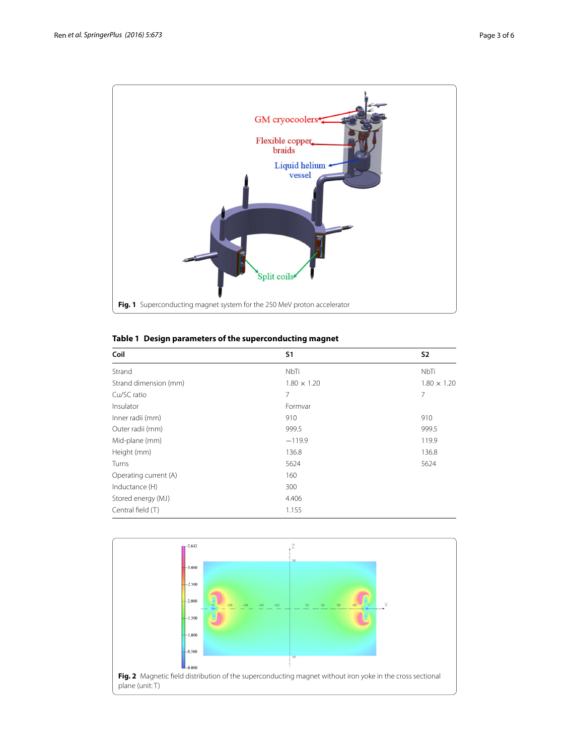**Fig. 1** Superconducting magnet system for the 250 MeV proton accelerator

**Table 1 Design parameters of the superconducting magnet**

| Coil | S1 | S2 |
|---|---|---|
| Strand | NbTi | NbTi |
| Strand dimension (mm) | 1.80 × 1.20 | 1.80 × 1.20 |
| Cu/SC ratio | 7 | 7 |
| Insulator | Formvar | |
| Inner radii (mm) | 910 | 910 |
| Outer radii (mm) | 999.5 | 999.5 |
| Mid-plane (mm) | −119.9 | 119.9 |
| Height (mm) | 136.8 | 136.8 |
| Turns | 5624 | 5624 |
| Operating current (A) | 160 | |
| Inductance (H) | 300 | |
| Stored energy (MJ) | 4.406 | |
| Central field (T) | 1.155 | |

**Fig. 2** Magnetic field distribution of the superconducting magnet without iron yoke in the cross sectional plane (unit: T)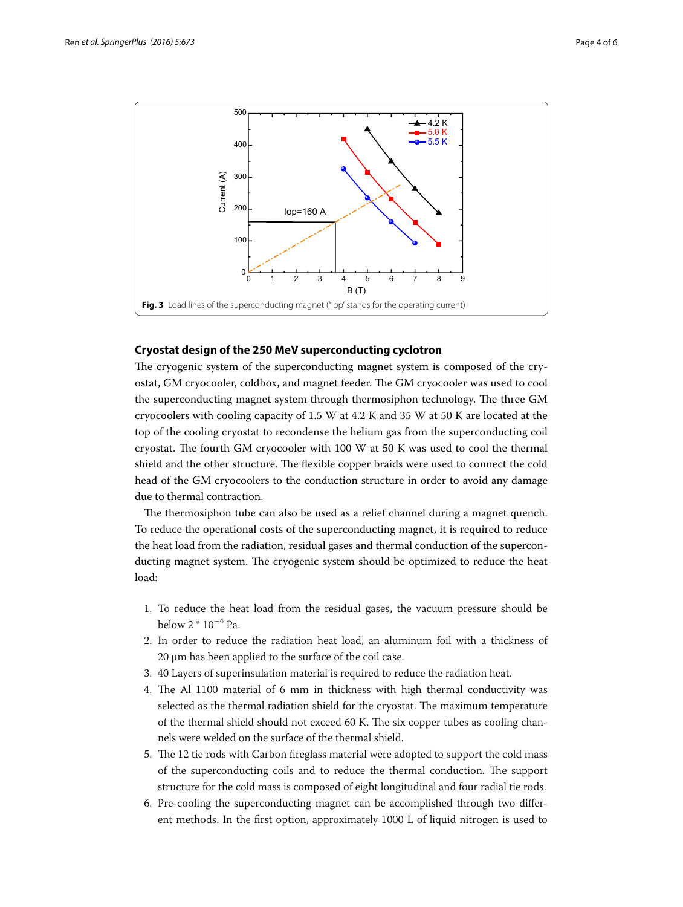**Fig. 3** Load lines of the superconducting magnet ("Iop" stands for the operating current)

## Cryostat design of the 250 MeV superconducting cyclotron

The cryogenic system of the superconducting magnet system is composed of the cryostat, GM cryocooler, coldbox, and magnet feeder. The GM cryocooler was used to cool the superconducting magnet system through thermosiphon technology. The three GM cryocoolers with cooling capacity of 1.5 W at 4.2 K and 35 W at 50 K are located at the top of the cooling cryostat to recondense the helium gas from the superconducting coil cryostat. The fourth GM cryocooler with 100 W at 50 K was used to cool the thermal shield and the other structure. The flexible copper braids were used to connect the cold head of the GM cryocoolers to the conduction structure in order to avoid any damage due to thermal contraction.

The thermosiphon tube can also be used as a relief channel during a magnet quench. To reduce the operational costs of the superconducting magnet, it is required to reduce the heat load from the radiation, residual gases and thermal conduction of the superconducting magnet system. The cryogenic system should be optimized to reduce the heat load:

1. To reduce the heat load from the residual gases, the vacuum pressure should be below $2 * 10^{-4}$ Pa.
2. In order to reduce the radiation heat load, an aluminum foil with a thickness of 20 μm has been applied to the surface of the coil case.
3. 40 Layers of superinsulation material is required to reduce the radiation heat.
4. The Al 1100 material of 6 mm in thickness with high thermal conductivity was selected as the thermal radiation shield for the cryostat. The maximum temperature of the thermal shield should not exceed 60 K. The six copper tubes as cooling channels were welded on the surface of the thermal shield.
5. The 12 tie rods with Carbon fireglass material were adopted to support the cold mass of the superconducting coils and to reduce the thermal conduction. The support structure for the cold mass is composed of eight longitudinal and four radial tie rods.
6. Pre-cooling the superconducting magnet can be accomplished through two different methods. In the first option, approximately 1000 L of liquid nitrogen is used to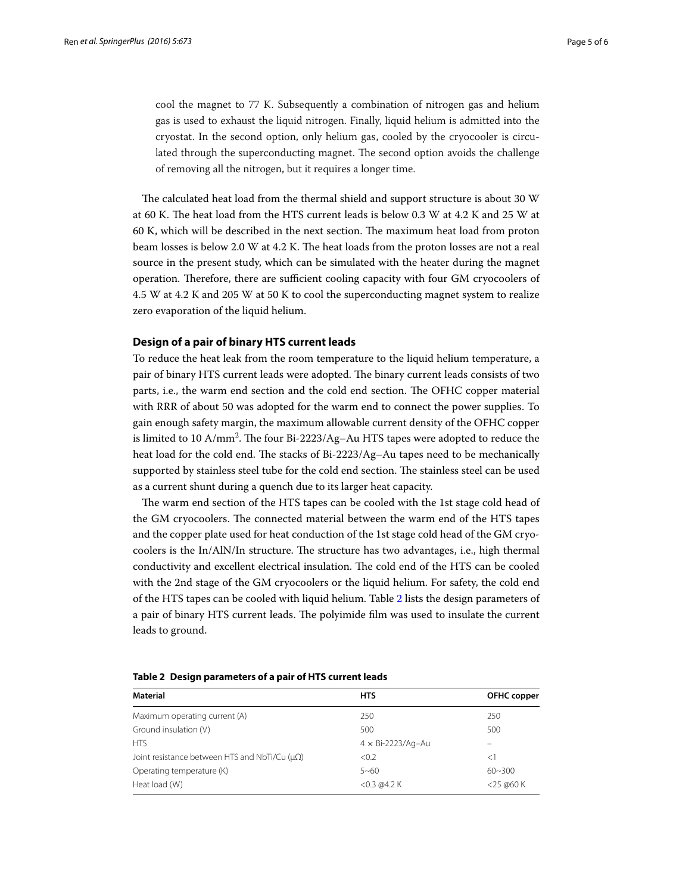cool the magnet to 77 K. Subsequently a combination of nitrogen gas and helium gas is used to exhaust the liquid nitrogen. Finally, liquid helium is admitted into the cryostat. In the second option, only helium gas, cooled by the cryocooler is circulated through the superconducting magnet. The second option avoids the challenge of removing all the nitrogen, but it requires a longer time.

The calculated heat load from the thermal shield and support structure is about 30 W at 60 K. The heat load from the HTS current leads is below 0.3 W at 4.2 K and 25 W at 60 K, which will be described in the next section. The maximum heat load from proton beam losses is below 2.0 W at 4.2 K. The heat loads from the proton losses are not a real source in the present study, which can be simulated with the heater during the magnet operation. Therefore, there are sufficient cooling capacity with four GM cryocoolers of 4.5 W at 4.2 K and 205 W at 50 K to cool the superconducting magnet system to realize zero evaporation of the liquid helium.

### Design of a pair of binary HTS current leads

To reduce the heat leak from the room temperature to the liquid helium temperature, a pair of binary HTS current leads were adopted. The binary current leads consists of two parts, i.e., the warm end section and the cold end section. The OFHC copper material with RRR of about 50 was adopted for the warm end to connect the power supplies. To gain enough safety margin, the maximum allowable current density of the OFHC copper is limited to 10 $A/mm^2$. The four Bi-2223/Ag–Au HTS tapes were adopted to reduce the heat load for the cold end. The stacks of Bi-2223/Ag–Au tapes need to be mechanically supported by stainless steel tube for the cold end section. The stainless steel can be used as a current shunt during a quench due to its larger heat capacity.

The warm end section of the HTS tapes can be cooled with the 1st stage cold head of the GM cryocoolers. The connected material between the warm end of the HTS tapes and the copper plate used for heat conduction of the 1st stage cold head of the GM cryocoolers is the In/AlN/In structure. The structure has two advantages, i.e., high thermal conductivity and excellent electrical insulation. The cold end of the HTS can be cooled with the 2nd stage of the GM cryocoolers or the liquid helium. For safety, the cold end of the HTS tapes can be cooled with liquid helium. Table 2 lists the design parameters of a pair of binary HTS current leads. The polyimide film was used to insulate the current leads to ground.

**Table 2 Design parameters of a pair of HTS current leads**

| Material | HTS | OFHC copper |
|---|---|---|
| Maximum operating current (A) | 250 | 250 |
| Ground insulation (V) | 500 | 500 |
| HTS | 4 × Bi-2223/Ag–Au | – |
| Joint resistance between HTS and NbTi/Cu (μΩ) | <0.2 | <1 |
| Operating temperature (K) | 5~60 | 60~300 |
| Heat load (W) | <0.3 @4.2 K | <25 @60 K |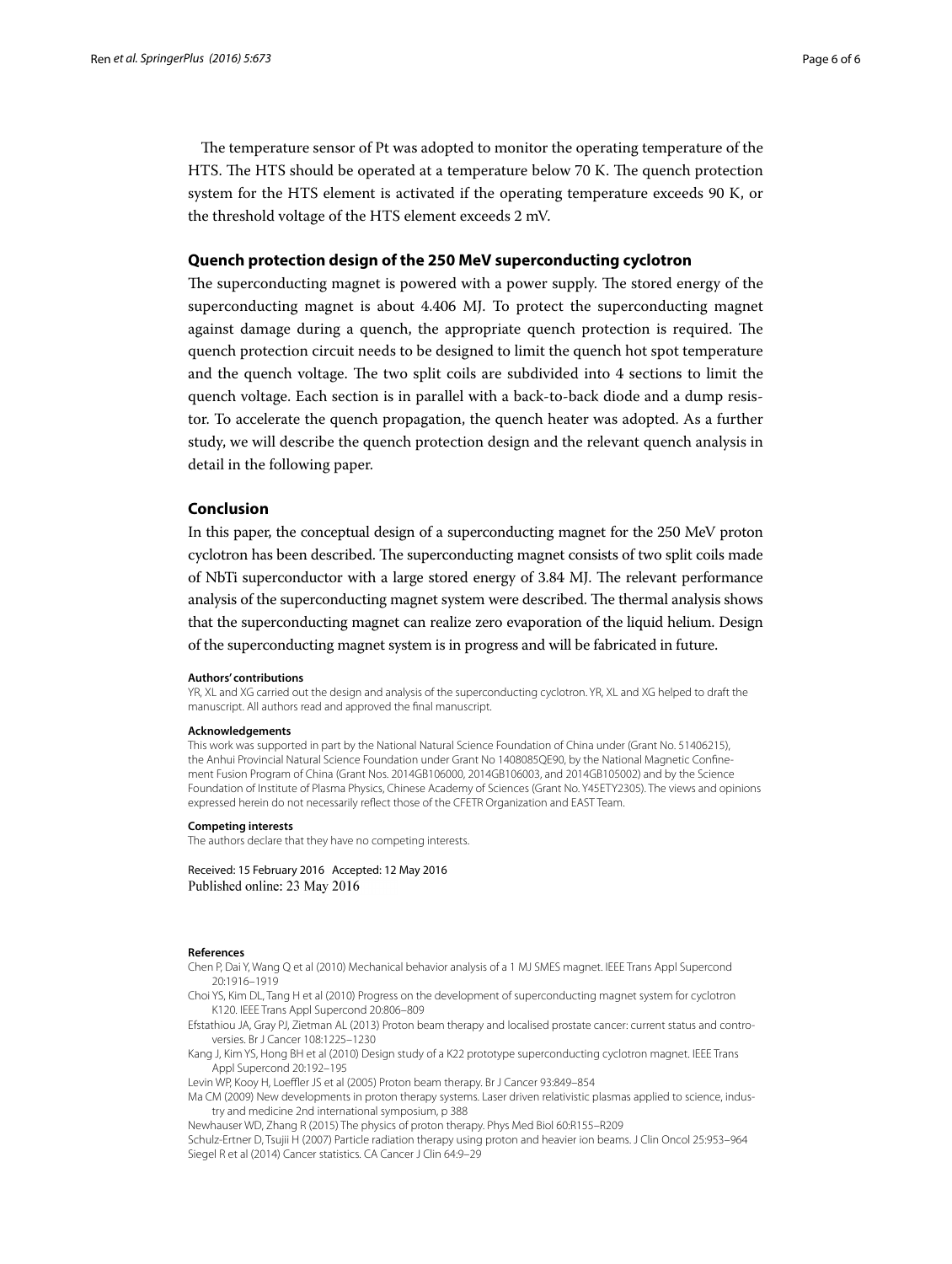The temperature sensor of Pt was adopted to monitor the operating temperature of the HTS. The HTS should be operated at a temperature below 70 K. The quench protection system for the HTS element is activated if the operating temperature exceeds 90 K, or the threshold voltage of the HTS element exceeds 2 mV.

## Quench protection design of the 250 MeV superconducting cyclotron

The superconducting magnet is powered with a power supply. The stored energy of the superconducting magnet is about 4.406 MJ. To protect the superconducting magnet against damage during a quench, the appropriate quench protection is required. The quench protection circuit needs to be designed to limit the quench hot spot temperature and the quench voltage. The two split coils are subdivided into 4 sections to limit the quench voltage. Each section is in parallel with a back-to-back diode and a dump resistor. To accelerate the quench propagation, the quench heater was adopted. As a further study, we will describe the quench protection design and the relevant quench analysis in detail in the following paper.

## Conclusion

In this paper, the conceptual design of a superconducting magnet for the 250 MeV proton cyclotron has been described. The superconducting magnet consists of two split coils made of NbTi superconductor with a large stored energy of 3.84 MJ. The relevant performance analysis of the superconducting magnet system were described. The thermal analysis shows that the superconducting magnet can realize zero evaporation of the liquid helium. Design of the superconducting magnet system is in progress and will be fabricated in future.

**Authors' contributions**

YR, XL and XG carried out the design and analysis of the superconducting cyclotron. YR, XL and XG helped to draft the manuscript. All authors read and approved the final manuscript.

**Acknowledgements**

This work was supported in part by the National Natural Science Foundation of China under (Grant No. 51406215), the Anhui Provincial Natural Science Foundation under Grant No 1408085QE90, by the National Magnetic Confinement Fusion Program of China (Grant Nos. 2014GB106000, 2014GB106003, and 2014GB105002) and by the Science Foundation of Institute of Plasma Physics, Chinese Academy of Sciences (Grant No. Y45ETY2305). The views and opinions expressed herein do not necessarily reflect those of the CFETR Organization and EAST Team.

**Competing interests**

The authors declare that they have no competing interests.

Received: 15 February 2016 Accepted: 12 May 2016
Published online: 23 May 2016

**References**

Chen P, Dai Y, Wang Q et al (2010) Mechanical behavior analysis of a 1 MJ SMES magnet. IEEE Trans Appl Supercond 20:1916–1919

Choi YS, Kim DL, Tang H et al (2010) Progress on the development of superconducting magnet system for cyclotron K120. IEEE Trans Appl Supercond 20:806–809

Efstathiou JA, Gray PJ, Zietman AL (2013) Proton beam therapy and localised prostate cancer: current status and controversies. Br J Cancer 108:1225–1230

Kang J, Kim YS, Hong BH et al (2010) Design study of a K22 prototype superconducting cyclotron magnet. IEEE Trans Appl Supercond 20:192–195

Levin WP, Kooy H, Loeffler JS et al (2005) Proton beam therapy. Br J Cancer 93:849–854

Ma CM (2009) New developments in proton therapy systems. Laser driven relativistic plasmas applied to science, industry and medicine 2nd international symposium, p 388

Newhauser WD, Zhang R (2015) The physics of proton therapy. Phys Med Biol 60:R155–R209

Schulz-Ertner D, Tsujii H (2007) Particle radiation therapy using proton and heavier ion beams. J Clin Oncol 25:953–964

Siegel R et al (2014) Cancer statistics. CA Cancer J Clin 64:9–29